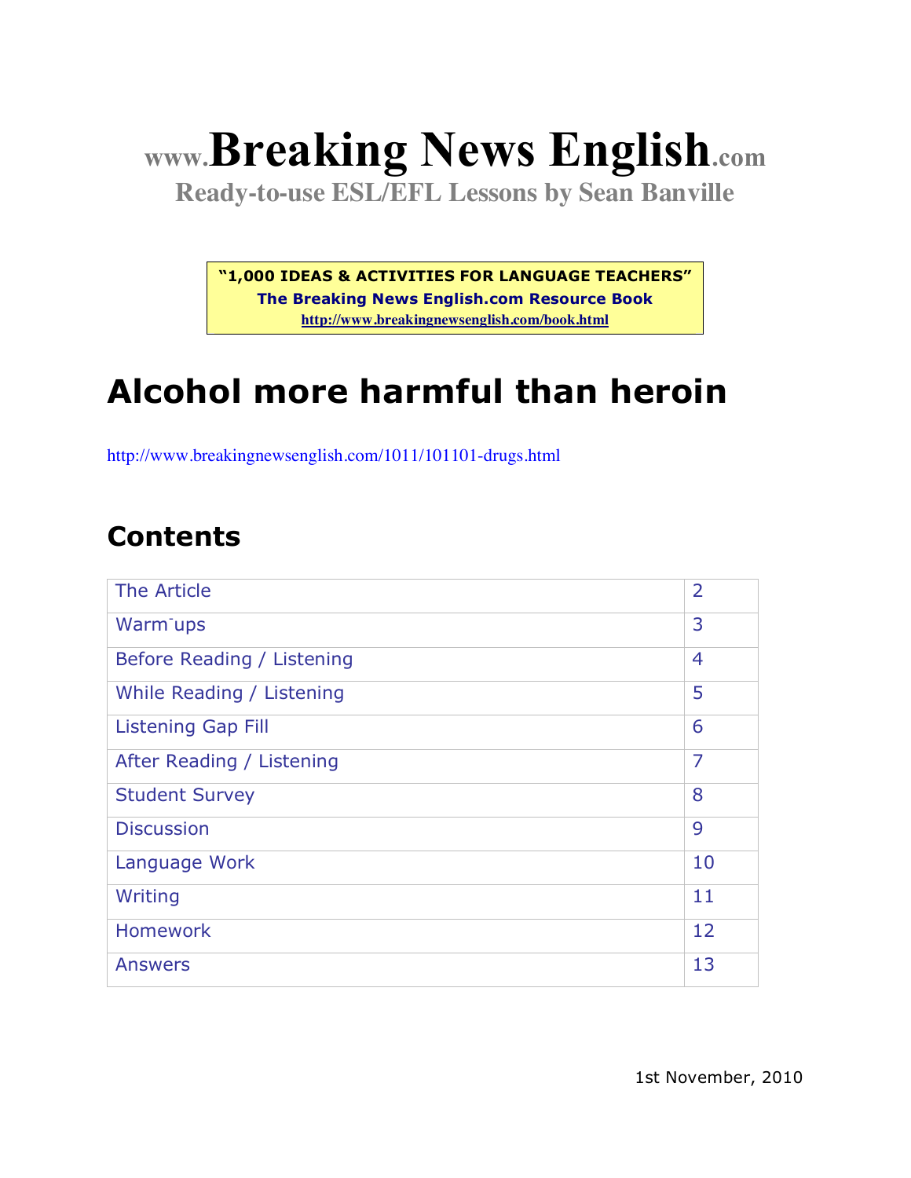# www.Breaking News English.com

**Ready-to-use ESL/EFL Lessons by Sean Banville**

**"1,000 IDEAS & ACTIVITIES FOR LANGUAGE TEACHERS"**
**The Breaking News English.com Resource Book**
http://www.breakingnewsenglish.com/book.html

# Alcohol more harmful than heroin

http://www.breakingnewsenglish.com/1011/101101-drugs.html

## Contents

| | |
|---|---|
| The Article | 2 |
| Warm-ups | 3 |
| Before Reading / Listening | 4 |
| While Reading / Listening | 5 |
| Listening Gap Fill | 6 |
| After Reading / Listening | 7 |
| Student Survey | 8 |
| Discussion | 9 |
| Language Work | 10 |
| Writing | 11 |
| Homework | 12 |
| Answers | 13 |

1st November, 2010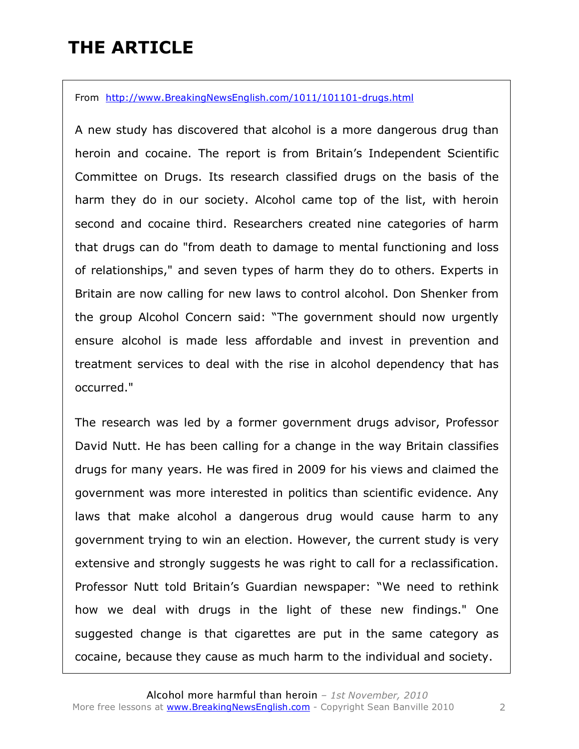# THE ARTICLE

From [http://www.BreakingNewsEnglish.com/1011/101101-drugs.html](http://www.BreakingNewsEnglish.com/1011/101101-drugs.html)

A new study has discovered that alcohol is a more dangerous drug than heroin and cocaine. The report is from Britain's Independent Scientific Committee on Drugs. Its research classified drugs on the basis of the harm they do in our society. Alcohol came top of the list, with heroin second and cocaine third. Researchers created nine categories of harm that drugs can do "from death to damage to mental functioning and loss of relationships," and seven types of harm they do to others. Experts in Britain are now calling for new laws to control alcohol. Don Shenker from the group Alcohol Concern said: "The government should now urgently ensure alcohol is made less affordable and invest in prevention and treatment services to deal with the rise in alcohol dependency that has occurred."

The research was led by a former government drugs advisor, Professor David Nutt. He has been calling for a change in the way Britain classifies drugs for many years. He was fired in 2009 for his views and claimed the government was more interested in politics than scientific evidence. Any laws that make alcohol a dangerous drug would cause harm to any government trying to win an election. However, the current study is very extensive and strongly suggests he was right to call for a reclassification. Professor Nutt told Britain's Guardian newspaper: "We need to rethink how we deal with drugs in the light of these new findings." One suggested change is that cigarettes are put in the same category as cocaine, because they cause as much harm to the individual and society.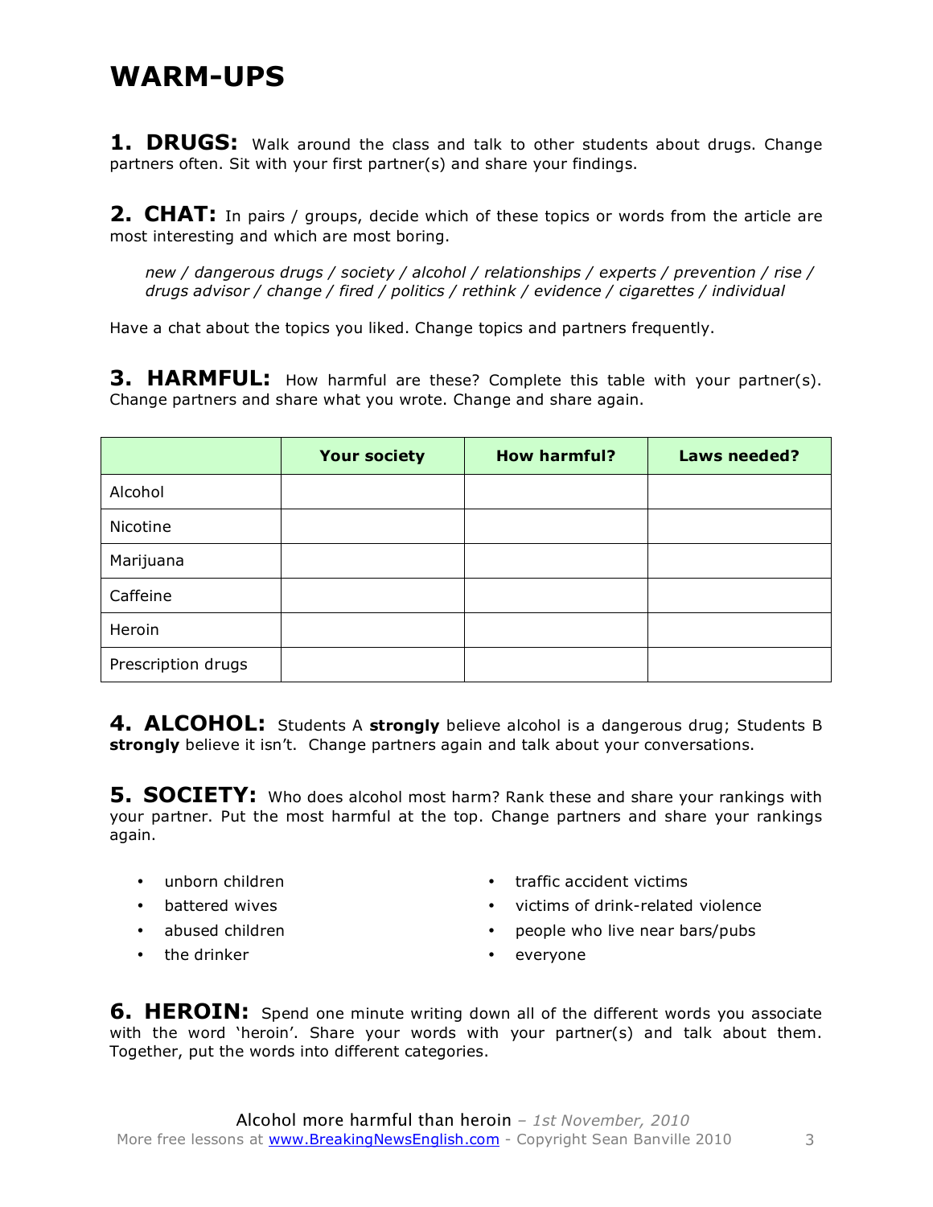# WARM-UPS

**1. DRUGS:** Walk around the class and talk to other students about drugs. Change partners often. Sit with your first partner(s) and share your findings.

**2. CHAT:** In pairs / groups, decide which of these topics or words from the article are most interesting and which are most boring.

*new / dangerous drugs / society / alcohol / relationships / experts / prevention / rise / drugs advisor / change / fired / politics / rethink / evidence / cigarettes / individual*

Have a chat about the topics you liked. Change topics and partners frequently.

**3. HARMFUL:** How harmful are these? Complete this table with your partner(s). Change partners and share what you wrote. Change and share again.

| | Your society | How harmful? | Laws needed? |
|---|---|---|---|
| Alcohol | | | |
| Nicotine | | | |
| Marijuana | | | |
| Caffeine | | | |
| Heroin | | | |
| Prescription drugs | | | |

**4. ALCOHOL:** Students A **strongly** believe alcohol is a dangerous drug; Students B **strongly** believe it isn't. Change partners again and talk about your conversations.

**5. SOCIETY:** Who does alcohol most harm? Rank these and share your rankings with your partner. Put the most harmful at the top. Change partners and share your rankings again.

- unborn children
- battered wives
- abused children
- the drinker
- traffic accident victims
- victims of drink-related violence
- people who live near bars/pubs
- everyone

**6. HEROIN:** Spend one minute writing down all of the different words you associate with the word 'heroin'. Share your words with your partner(s) and talk about them. Together, put the words into different categories.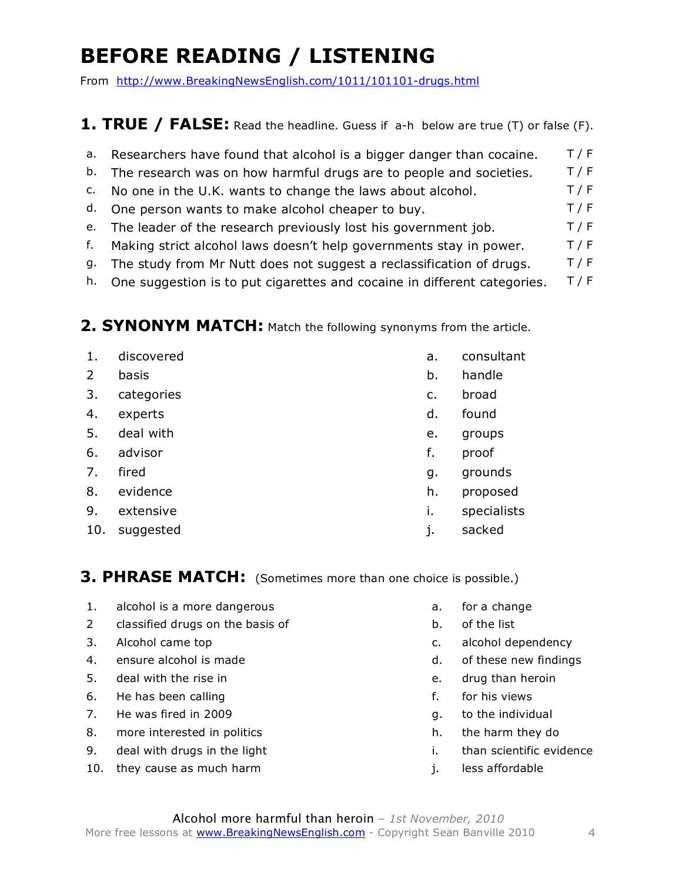# BEFORE READING / LISTENING

From http://www.BreakingNewsEnglish.com/1011/101101-drugs.html

## 1. TRUE / FALSE: Read the headline. Guess if a-h below are true (T) or false (F).

| | | |
|---|---|---|
| a. | Researchers have found that alcohol is a bigger danger than cocaine. | T / F |
| b. | The research was on how harmful drugs are to people and societies. | T / F |
| c. | No one in the U.K. wants to change the laws about alcohol. | T / F |
| d. | One person wants to make alcohol cheaper to buy. | T / F |
| e. | The leader of the research previously lost his government job. | T / F |
| f. | Making strict alcohol laws doesn't help governments stay in power. | T / F |
| g. | The study from Mr Nutt does not suggest a reclassification of drugs. | T / F |
| h. | One suggestion is to put cigarettes and cocaine in different categories. | T / F |

## 2. SYNONYM MATCH: Match the following synonyms from the article.

| | | | |
|---|---|---|---|
| 1. | discovered | a. | consultant |
| 2 | basis | b. | handle |
| 3. | categories | c. | broad |
| 4. | experts | d. | found |
| 5. | deal with | e. | groups |
| 6. | advisor | f. | proof |
| 7. | fired | g. | grounds |
| 8. | evidence | h. | proposed |
| 9. | extensive | i. | specialists |
| 10. | suggested | j. | sacked |

## 3. PHRASE MATCH: (Sometimes more than one choice is possible.)

| | | | |
|---|---|---|---|
| 1. | alcohol is a more dangerous | a. | for a change |
| 2 | classified drugs on the basis of | b. | of the list |
| 3. | Alcohol came top | c. | alcohol dependency |
| 4. | ensure alcohol is made | d. | of these new findings |
| 5. | deal with the rise in | e. | drug than heroin |
| 6. | He has been calling | f. | for his views |
| 7. | He was fired in 2009 | g. | to the individual |
| 8. | more interested in politics | h. | the harm they do |
| 9. | deal with drugs in the light | i. | than scientific evidence |
| 10. | they cause as much harm | j. | less affordable |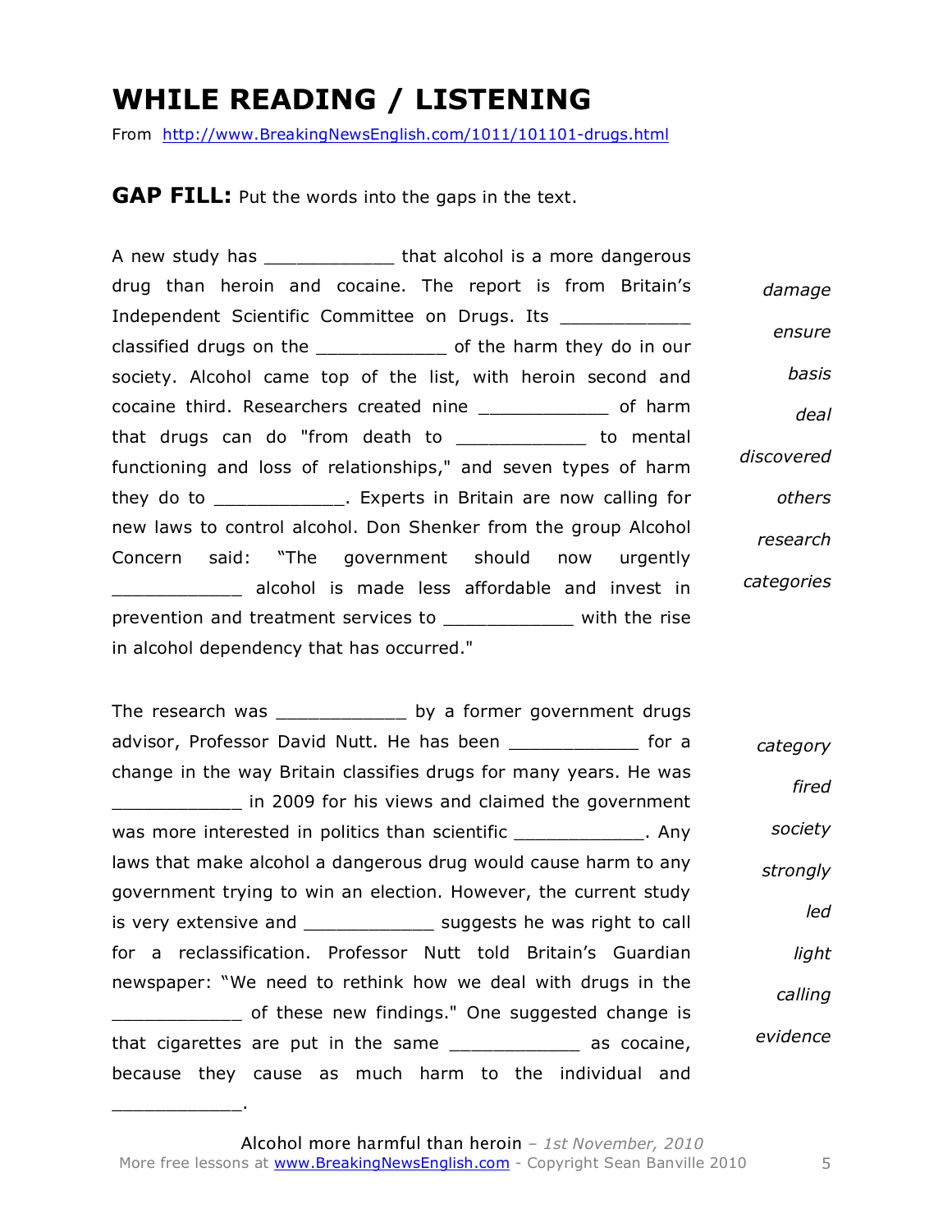# WHILE READING / LISTENING

From http://www.BreakingNewsEnglish.com/1011/101101-drugs.html

**GAP FILL:** Put the words into the gaps in the text.

A new study has ____________ that alcohol is a more dangerous drug than heroin and cocaine. The report is from Britain's Independent Scientific Committee on Drugs. Its ____________ classified drugs on the ____________ of the harm they do in our society. Alcohol came top of the list, with heroin second and cocaine third. Researchers created nine ____________ of harm that drugs can do "from death to ____________ to mental functioning and loss of relationships," and seven types of harm they do to ____________. Experts in Britain are now calling for new laws to control alcohol. Don Shenker from the group Alcohol Concern said: "The government should now urgently ____________ alcohol is made less affordable and invest in prevention and treatment services to ____________ with the rise in alcohol dependency that has occurred."

*damage*
*ensure*
*basis*
*deal*
*discovered*
*others*
*research*
*categories*

The research was ____________ by a former government drugs advisor, Professor David Nutt. He has been ____________ for a change in the way Britain classifies drugs for many years. He was ____________ in 2009 for his views and claimed the government was more interested in politics than scientific ____________. Any laws that make alcohol a dangerous drug would cause harm to any government trying to win an election. However, the current study is very extensive and ____________ suggests he was right to call for a reclassification. Professor Nutt told Britain's Guardian newspaper: "We need to rethink how we deal with drugs in the ____________ of these new findings." One suggested change is that cigarettes are put in the same ____________ as cocaine, because they cause as much harm to the individual and ____________.

*category*
*fired*
*society*
*strongly*
*led*
*light*
*calling*
*evidence*

Alcohol more harmful than heroin – *1st November, 2010*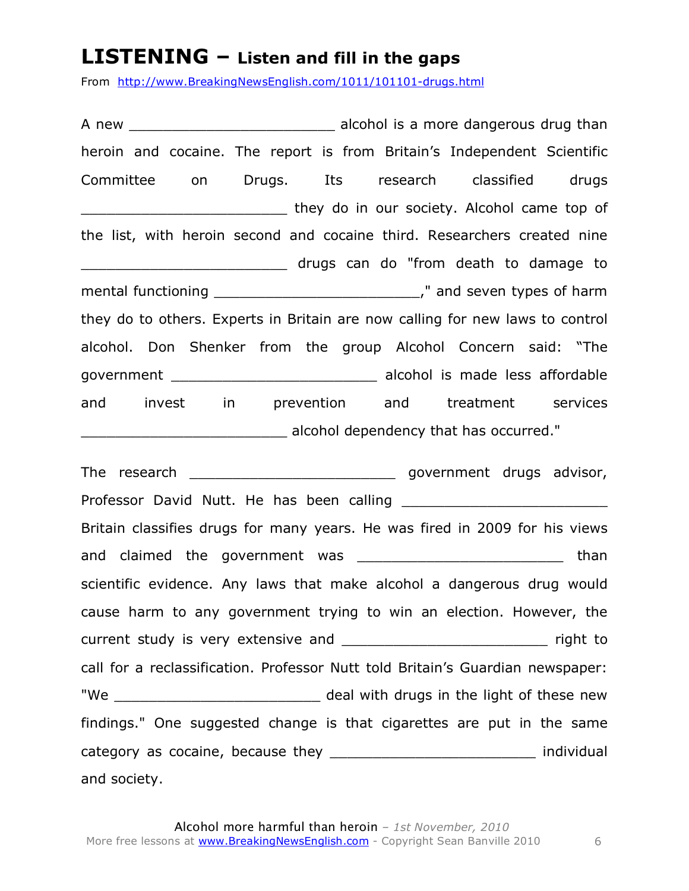# LISTENING – Listen and fill in the gaps

From http://www.BreakingNewsEnglish.com/1011/101101-drugs.html

A new ________________________ alcohol is a more dangerous drug than heroin and cocaine. The report is from Britain's Independent Scientific Committee on Drugs. Its research classified drugs ________________________ they do in our society. Alcohol came top of the list, with heroin second and cocaine third. Researchers created nine ________________________ drugs can do "from death to damage to mental functioning ________________________," and seven types of harm they do to others. Experts in Britain are now calling for new laws to control alcohol. Don Shenker from the group Alcohol Concern said: "The government ________________________ alcohol is made less affordable and invest in prevention and treatment services ________________________ alcohol dependency that has occurred."

The research ________________________ government drugs advisor, Professor David Nutt. He has been calling ________________________ Britain classifies drugs for many years. He was fired in 2009 for his views and claimed the government was ________________________ than scientific evidence. Any laws that make alcohol a dangerous drug would cause harm to any government trying to win an election. However, the current study is very extensive and ________________________ right to call for a reclassification. Professor Nutt told Britain's Guardian newspaper: "We ________________________ deal with drugs in the light of these new findings." One suggested change is that cigarettes are put in the same category as cocaine, because they ________________________ individual and society.

Alcohol more harmful than heroin – *1st November, 2010*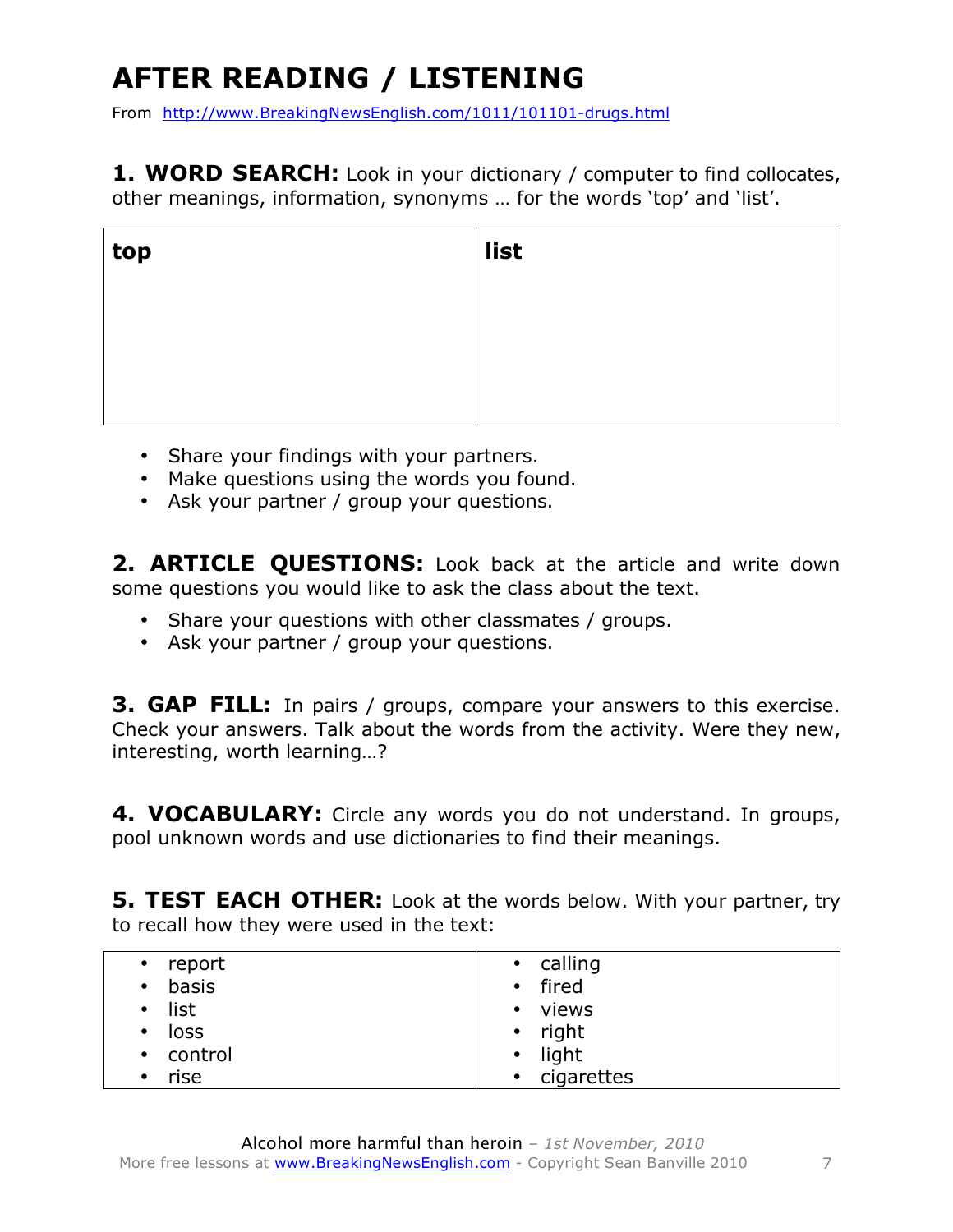# AFTER READING / LISTENING

From http://www.BreakingNewsEnglish.com/1011/101101-drugs.html

**1. WORD SEARCH:** Look in your dictionary / computer to find collocates, other meanings, information, synonyms … for the words 'top' and 'list'.

| **top** | **list** |
|---|---|
| | |

- Share your findings with your partners.
- Make questions using the words you found.
- Ask your partner / group your questions.

**2. ARTICLE QUESTIONS:** Look back at the article and write down some questions you would like to ask the class about the text.

- Share your questions with other classmates / groups.
- Ask your partner / group your questions.

**3. GAP FILL:** In pairs / groups, compare your answers to this exercise. Check your answers. Talk about the words from the activity. Were they new, interesting, worth learning…?

**4. VOCABULARY:** Circle any words you do not understand. In groups, pool unknown words and use dictionaries to find their meanings.

**5. TEST EACH OTHER:** Look at the words below. With your partner, try to recall how they were used in the text:

| | |
|---|---|
| • report | • calling |
| • basis | • fired |
| • list | • views |
| • loss | • right |
| • control | • light |
| • rise | • cigarettes |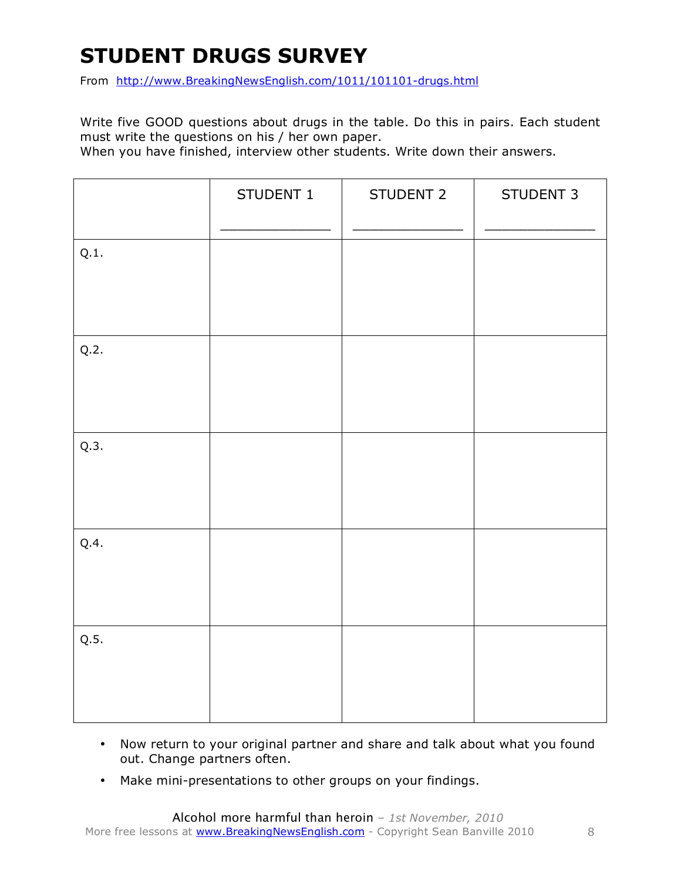# STUDENT DRUGS SURVEY

From http://www.BreakingNewsEnglish.com/1011/101101-drugs.html

Write five GOOD questions about drugs in the table. Do this in pairs. Each student must write the questions on his / her own paper.
When you have finished, interview other students. Write down their answers.

| | STUDENT 1<br>_____________ | STUDENT 2<br>_____________ | STUDENT 3<br>_____________ |
|---|---|---|---|
| Q.1. | | | |
| Q.2. | | | |
| Q.3. | | | |
| Q.4. | | | |
| Q.5. | | | |

- Now return to your original partner and share and talk about what you found out. Change partners often.
- Make mini-presentations to other groups on your findings.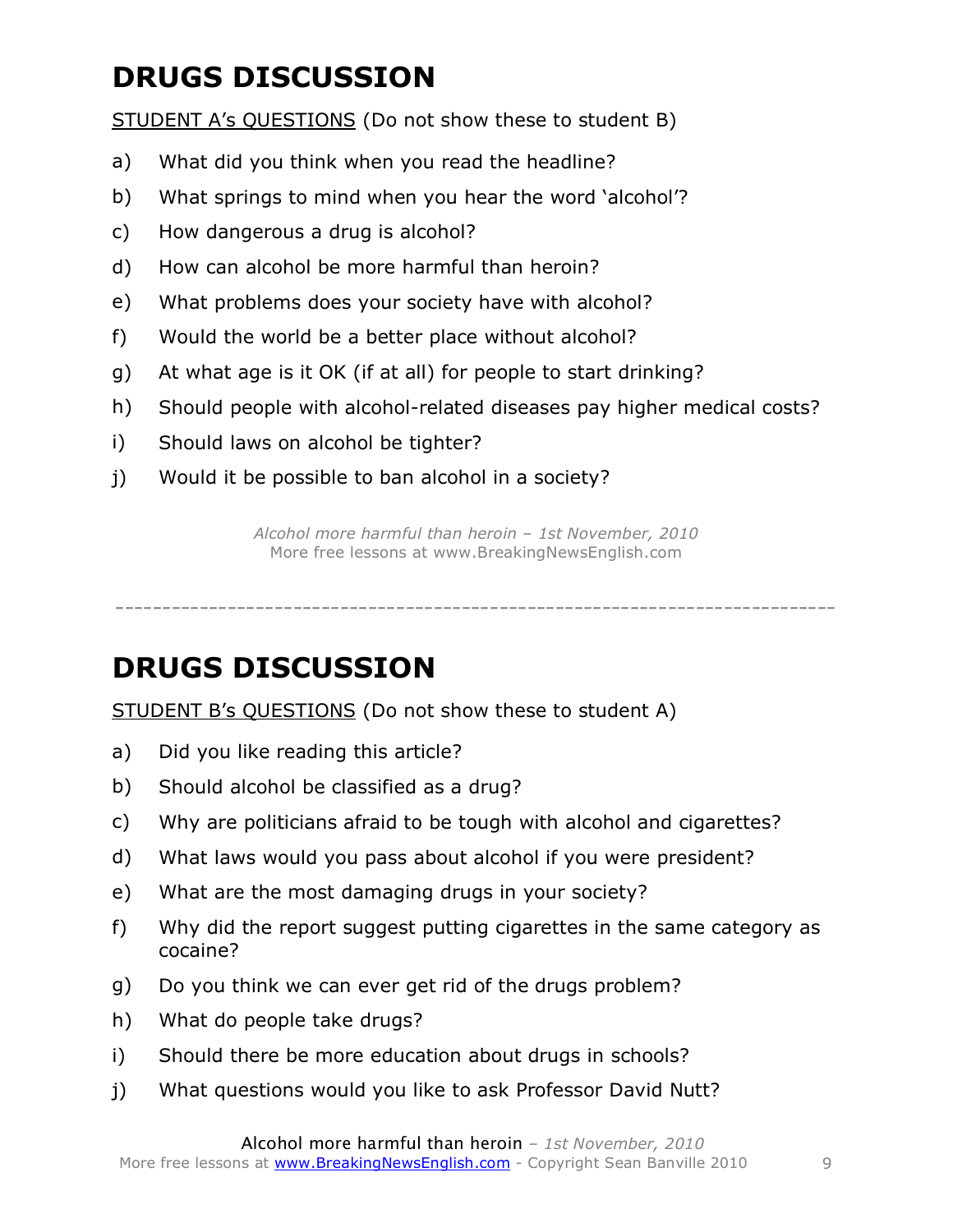# DRUGS DISCUSSION

STUDENT A's QUESTIONS (Do not show these to student B)

a) What did you think when you read the headline?
b) What springs to mind when you hear the word 'alcohol'?
c) How dangerous a drug is alcohol?
d) How can alcohol be more harmful than heroin?
e) What problems does your society have with alcohol?
f) Would the world be a better place without alcohol?
g) At what age is it OK (if at all) for people to start drinking?
h) Should people with alcohol-related diseases pay higher medical costs?
i) Should laws on alcohol be tighter?
j) Would it be possible to ban alcohol in a society?

*Alcohol more harmful than heroin – 1st November, 2010*
More free lessons at www.BreakingNewsEnglish.com

---

# DRUGS DISCUSSION

STUDENT B's QUESTIONS (Do not show these to student A)

a) Did you like reading this article?
b) Should alcohol be classified as a drug?
c) Why are politicians afraid to be tough with alcohol and cigarettes?
d) What laws would you pass about alcohol if you were president?
e) What are the most damaging drugs in your society?
f) Why did the report suggest putting cigarettes in the same category as cocaine?
g) Do you think we can ever get rid of the drugs problem?
h) What do people take drugs?
i) Should there be more education about drugs in schools?
j) What questions would you like to ask Professor David Nutt?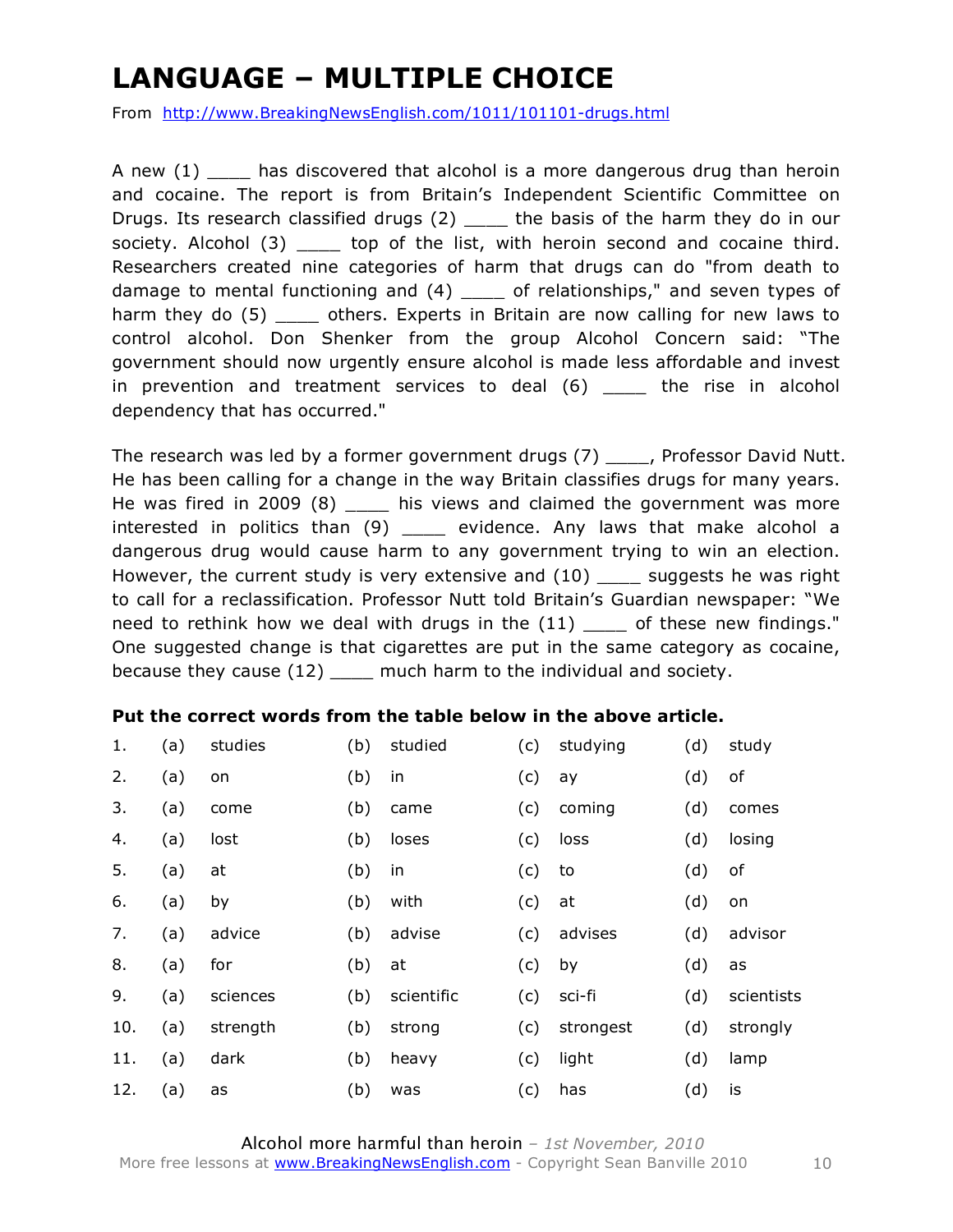# LANGUAGE – MULTIPLE CHOICE

From http://www.BreakingNewsEnglish.com/1011/101101-drugs.html

A new (1) ____ has discovered that alcohol is a more dangerous drug than heroin and cocaine. The report is from Britain's Independent Scientific Committee on Drugs. Its research classified drugs (2) ____ the basis of the harm they do in our society. Alcohol (3) ____ top of the list, with heroin second and cocaine third. Researchers created nine categories of harm that drugs can do "from death to damage to mental functioning and (4) ____ of relationships," and seven types of harm they do (5) ____ others. Experts in Britain are now calling for new laws to control alcohol. Don Shenker from the group Alcohol Concern said: "The government should now urgently ensure alcohol is made less affordable and invest in prevention and treatment services to deal (6) ____ the rise in alcohol dependency that has occurred."

The research was led by a former government drugs (7) ____, Professor David Nutt. He has been calling for a change in the way Britain classifies drugs for many years. He was fired in 2009 (8) ____ his views and claimed the government was more interested in politics than (9) ____ evidence. Any laws that make alcohol a dangerous drug would cause harm to any government trying to win an election. However, the current study is very extensive and (10) ____ suggests he was right to call for a reclassification. Professor Nutt told Britain's Guardian newspaper: "We need to rethink how we deal with drugs in the (11) ____ of these new findings." One suggested change is that cigarettes are put in the same category as cocaine, because they cause (12) ____ much harm to the individual and society.

**Put the correct words from the table below in the above article.**

| | | | | | | | | |
|---|---|---|---|---|---|---|---|---|
| 1. | (a) | studies | (b) | studied | (c) | studying | (d) | study |
| 2. | (a) | on | (b) | in | (c) | ay | (d) | of |
| 3. | (a) | come | (b) | came | (c) | coming | (d) | comes |
| 4. | (a) | lost | (b) | loses | (c) | loss | (d) | losing |
| 5. | (a) | at | (b) | in | (c) | to | (d) | of |
| 6. | (a) | by | (b) | with | (c) | at | (d) | on |
| 7. | (a) | advice | (b) | advise | (c) | advises | (d) | advisor |
| 8. | (a) | for | (b) | at | (c) | by | (d) | as |
| 9. | (a) | sciences | (b) | scientific | (c) | sci-fi | (d) | scientists |
| 10. | (a) | strength | (b) | strong | (c) | strongest | (d) | strongly |
| 11. | (a) | dark | (b) | heavy | (c) | light | (d) | lamp |
| 12. | (a) | as | (b) | was | (c) | has | (d) | is |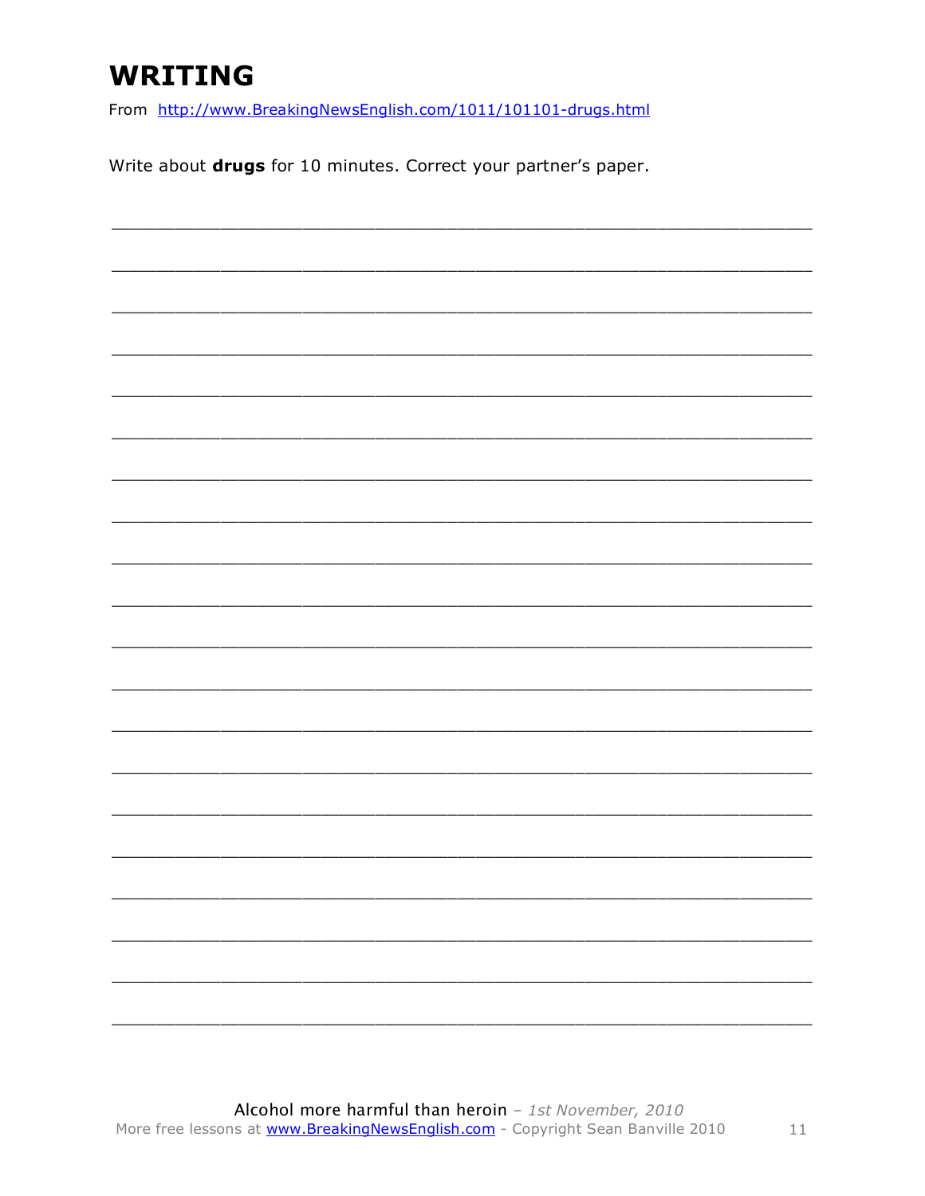# WRITING

From http://www.BreakingNewsEnglish.com/1011/101101-drugs.html

Write about **drugs** for 10 minutes. Correct your partner's paper.

___________________________________________________________________________

___________________________________________________________________________

___________________________________________________________________________

___________________________________________________________________________

___________________________________________________________________________

___________________________________________________________________________

___________________________________________________________________________

___________________________________________________________________________

___________________________________________________________________________

___________________________________________________________________________

___________________________________________________________________________

___________________________________________________________________________

___________________________________________________________________________

___________________________________________________________________________

___________________________________________________________________________

___________________________________________________________________________

___________________________________________________________________________

___________________________________________________________________________

___________________________________________________________________________

___________________________________________________________________________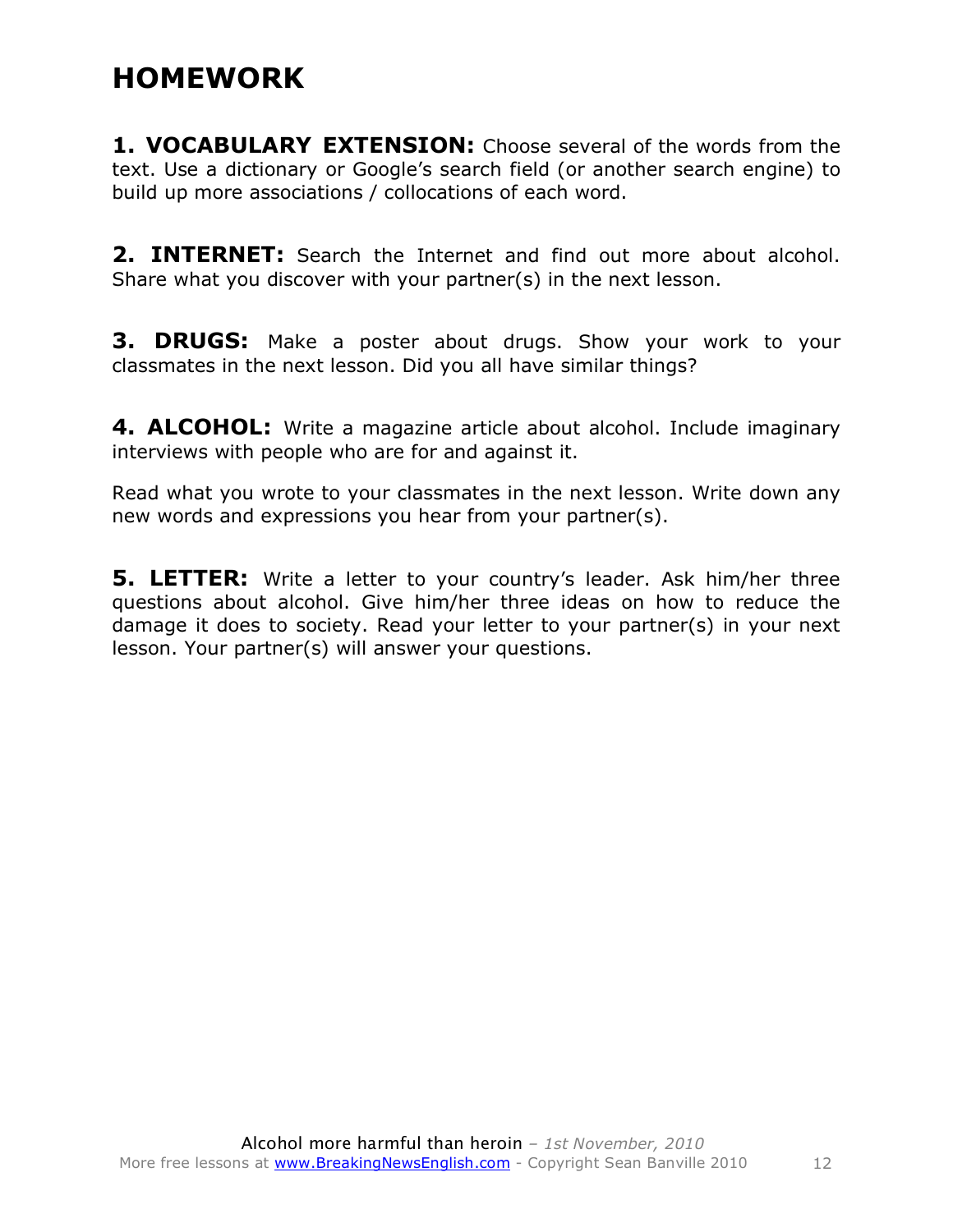# HOMEWORK

**1. VOCABULARY EXTENSION:** Choose several of the words from the text. Use a dictionary or Google's search field (or another search engine) to build up more associations / collocations of each word.

**2. INTERNET:** Search the Internet and find out more about alcohol. Share what you discover with your partner(s) in the next lesson.

**3. DRUGS:** Make a poster about drugs. Show your work to your classmates in the next lesson. Did you all have similar things?

**4. ALCOHOL:** Write a magazine article about alcohol. Include imaginary interviews with people who are for and against it.

Read what you wrote to your classmates in the next lesson. Write down any new words and expressions you hear from your partner(s).

**5. LETTER:** Write a letter to your country's leader. Ask him/her three questions about alcohol. Give him/her three ideas on how to reduce the damage it does to society. Read your letter to your partner(s) in your next lesson. Your partner(s) will answer your questions.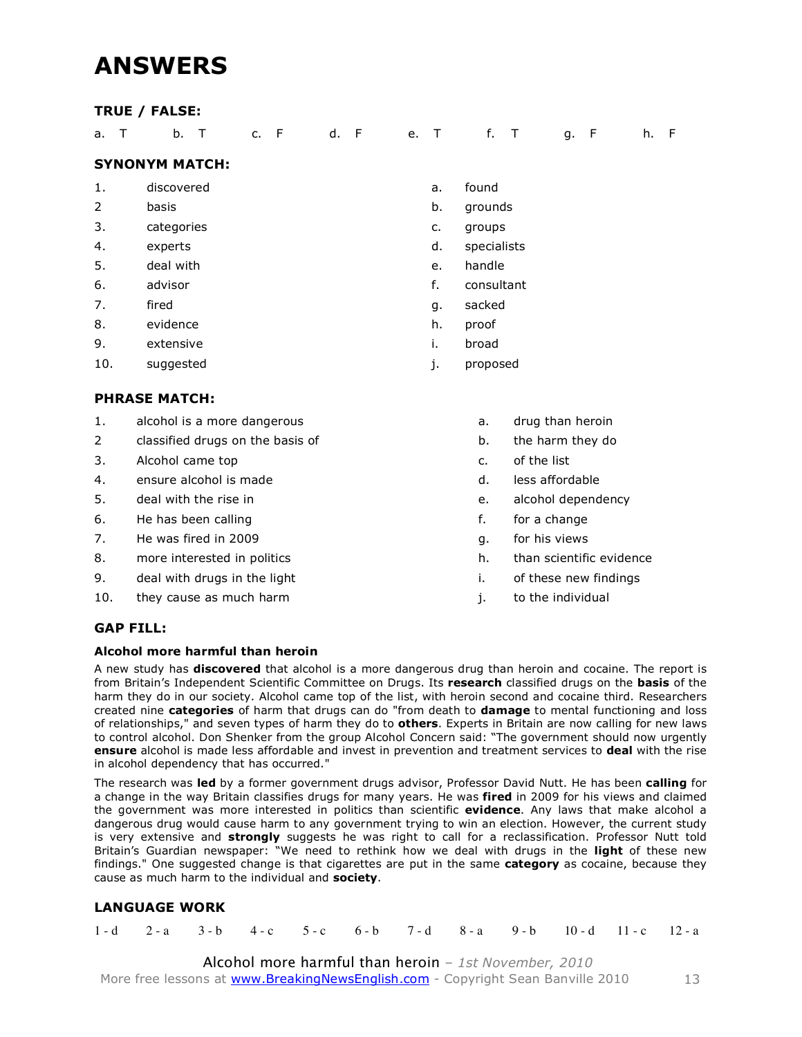# ANSWERS

### TRUE / FALSE:

a. T b. T c. F d. F e. T f. T g. F h. F

### SYNONYM MATCH:

| | | | |
|---|---|---|---|
| 1. | discovered | a. | found |
| 2 | basis | b. | grounds |
| 3. | categories | c. | groups |
| 4. | experts | d. | specialists |
| 5. | deal with | e. | handle |
| 6. | advisor | f. | consultant |
| 7. | fired | g. | sacked |
| 8. | evidence | h. | proof |
| 9. | extensive | i. | broad |
| 10. | suggested | j. | proposed |

### PHRASE MATCH:

| | | | |
|---|---|---|---|
| 1. | alcohol is a more dangerous | a. | drug than heroin |
| 2 | classified drugs on the basis of | b. | the harm they do |
| 3. | Alcohol came top | c. | of the list |
| 4. | ensure alcohol is made | d. | less affordable |
| 5. | deal with the rise in | e. | alcohol dependency |
| 6. | He has been calling | f. | for a change |
| 7. | He was fired in 2009 | g. | for his views |
| 8. | more interested in politics | h. | than scientific evidence |
| 9. | deal with drugs in the light | i. | of these new findings |
| 10. | they cause as much harm | j. | to the individual |

### GAP FILL:

**Alcohol more harmful than heroin**

A new study has **discovered** that alcohol is a more dangerous drug than heroin and cocaine. The report is from Britain's Independent Scientific Committee on Drugs. Its **research** classified drugs on the **basis** of the harm they do in our society. Alcohol came top of the list, with heroin second and cocaine third. Researchers created nine **categories** of harm that drugs can do "from death to **damage** to mental functioning and loss of relationships," and seven types of harm they do to **others**. Experts in Britain are now calling for new laws to control alcohol. Don Shenker from the group Alcohol Concern said: "The government should now urgently **ensure** alcohol is made less affordable and invest in prevention and treatment services to **deal** with the rise in alcohol dependency that has occurred."

The research was **led** by a former government drugs advisor, Professor David Nutt. He has been **calling** for a change in the way Britain classifies drugs for many years. He was **fired** in 2009 for his views and claimed the government was more interested in politics than scientific **evidence**. Any laws that make alcohol a dangerous drug would cause harm to any government trying to win an election. However, the current study is very extensive and **strongly** suggests he was right to call for a reclassification. Professor Nutt told Britain's Guardian newspaper: "We need to rethink how we deal with drugs in the **light** of these new findings." One suggested change is that cigarettes are put in the same **category** as cocaine, because they cause as much harm to the individual and **society**.

### LANGUAGE WORK

1 - d 2 - a 3 - b 4 - c 5 - c 6 - b 7 - d 8 - a 9 - b 10 - d 11 - c 12 - a